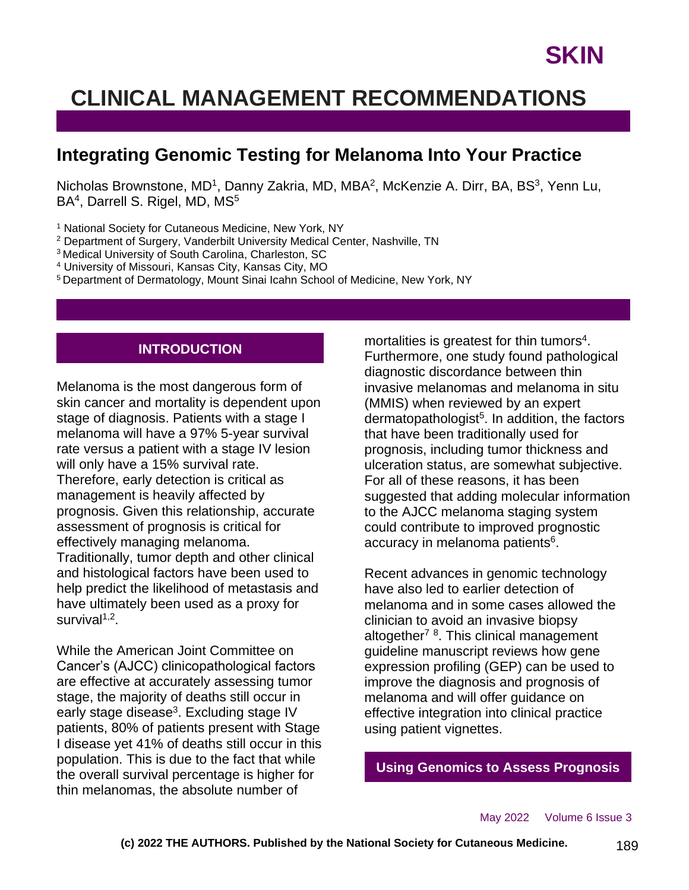# CLINICAL MANAGEMENT RECOMMENDATIONS

## Integrating Genomic Testing for Melanoma Into Your Practice

Nicholas Brownstone, MD[1], Danny Zakria, MD, MBA[2], McKenzie A. Dirr, BA, BS[3], Yenn Lu, BA[4], Darrell S. Rigel, MD, MS[5]

[1] National Society for Cutaneous Medicine, New York, NY
[2] Department of Surgery, Vanderbilt University Medical Center, Nashville, TN
[3] Medical University of South Carolina, Charleston, SC
[4] University of Missouri, Kansas City, Kansas City, MO
[5] Department of Dermatology, Mount Sinai Icahn School of Medicine, New York, NY

### INTRODUCTION

Melanoma is the most dangerous form of skin cancer and mortality is dependent upon stage of diagnosis. Patients with a stage I melanoma will have a 97% 5-year survival rate versus a patient with a stage IV lesion will only have a 15% survival rate. Therefore, early detection is critical as management is heavily affected by prognosis. Given this relationship, accurate assessment of prognosis is critical for effectively managing melanoma. Traditionally, tumor depth and other clinical and histological factors have been used to help predict the likelihood of metastasis and have ultimately been used as a proxy for survival[1,2].

While the American Joint Committee on Cancer's (AJCC) clinicopathological factors are effective at accurately assessing tumor stage, the majority of deaths still occur in early stage disease[3]. Excluding stage IV patients, 80% of patients present with Stage I disease yet 41% of deaths still occur in this population. This is due to the fact that while the overall survival percentage is higher for thin melanomas, the absolute number of mortalities is greatest for thin tumors[4]. Furthermore, one study found pathological diagnostic discordance between thin invasive melanomas and melanoma in situ (MMIS) when reviewed by an expert dermatopathologist[5]. In addition, the factors that have been traditionally used for prognosis, including tumor thickness and ulceration status, are somewhat subjective. For all of these reasons, it has been suggested that adding molecular information to the AJCC melanoma staging system could contribute to improved prognostic accuracy in melanoma patients[6].

Recent advances in genomic technology have also led to earlier detection of melanoma and in some cases allowed the clinician to avoid an invasive biopsy altogether[7,8]. This clinical management guideline manuscript reviews how gene expression profiling (GEP) can be used to improve the diagnosis and prognosis of melanoma and will offer guidance on effective integration into clinical practice using patient vignettes.

### Using Genomics to Assess Prognosis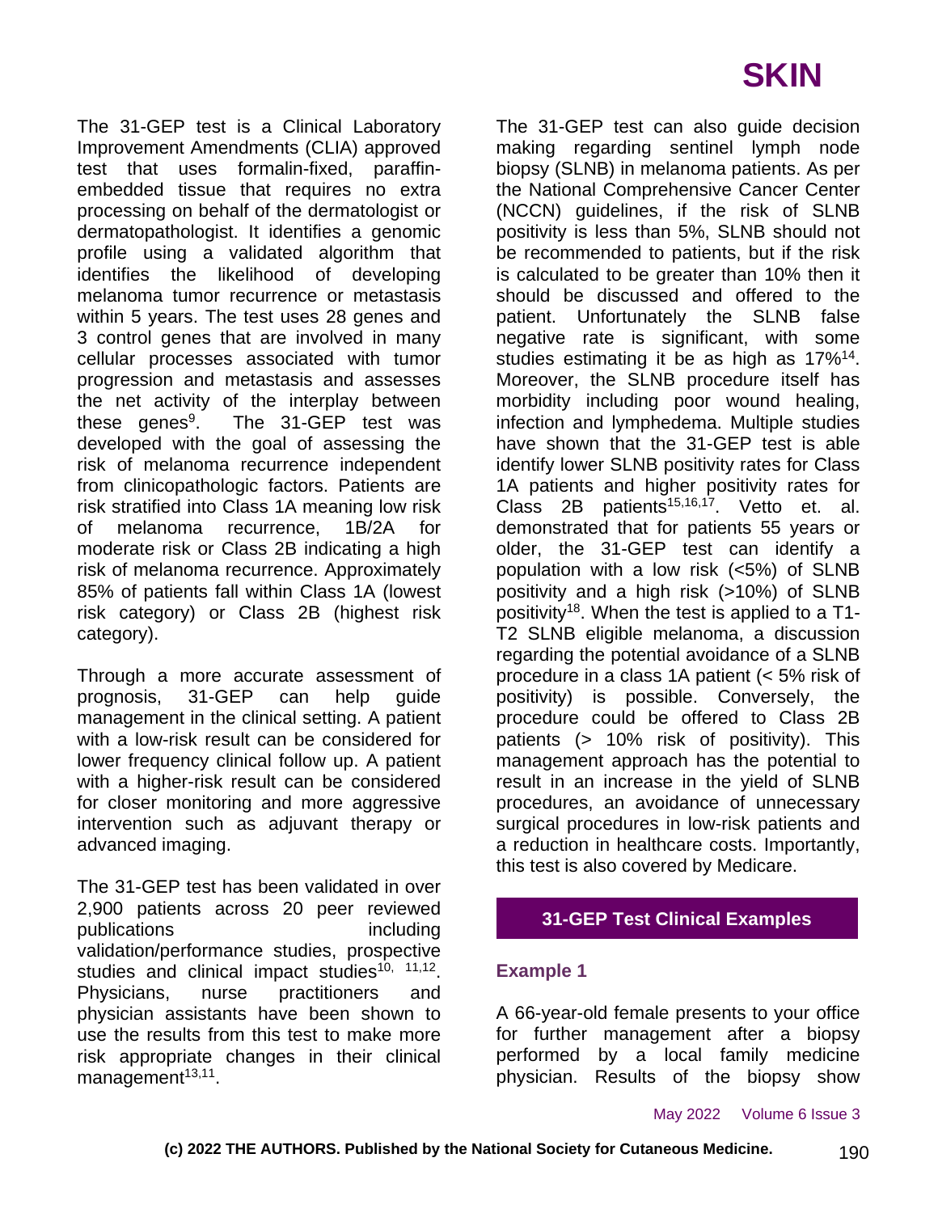The 31-GEP test is a Clinical Laboratory Improvement Amendments (CLIA) approved test that uses formalin-fixed, paraffin-embedded tissue that requires no extra processing on behalf of the dermatologist or dermatopathologist. It identifies a genomic profile using a validated algorithm that identifies the likelihood of developing melanoma tumor recurrence or metastasis within 5 years. The test uses 28 genes and 3 control genes that are involved in many cellular processes associated with tumor progression and metastasis and assesses the net activity of the interplay between these genes[9]. The 31-GEP test was developed with the goal of assessing the risk of melanoma recurrence independent from clinicopathologic factors. Patients are risk stratified into Class 1A meaning low risk of melanoma recurrence, 1B/2A for moderate risk or Class 2B indicating a high risk of melanoma recurrence. Approximately 85% of patients fall within Class 1A (lowest risk category) or Class 2B (highest risk category).

Through a more accurate assessment of prognosis, 31-GEP can help guide management in the clinical setting. A patient with a low-risk result can be considered for lower frequency clinical follow up. A patient with a higher-risk result can be considered for closer monitoring and more aggressive intervention such as adjuvant therapy or advanced imaging.

The 31-GEP test has been validated in over 2,900 patients across 20 peer reviewed publications including validation/performance studies, prospective studies and clinical impact studies[10, 11,12]. Physicians, nurse practitioners and physician assistants have been shown to use the results from this test to make more risk appropriate changes in their clinical management[13,11].

The 31-GEP test can also guide decision making regarding sentinel lymph node biopsy (SLNB) in melanoma patients. As per the National Comprehensive Cancer Center (NCCN) guidelines, if the risk of SLNB positivity is less than 5%, SLNB should not be recommended to patients, but if the risk is calculated to be greater than 10% then it should be discussed and offered to the patient. Unfortunately the SLNB false negative rate is significant, with some studies estimating it be as high as 17%[14]. Moreover, the SLNB procedure itself has morbidity including poor wound healing, infection and lymphedema. Multiple studies have shown that the 31-GEP test is able identify lower SLNB positivity rates for Class 1A patients and higher positivity rates for Class 2B patients[15,16,17]. Vetto et. al. demonstrated that for patients 55 years or older, the 31-GEP test can identify a population with a low risk (<5%) of SLNB positivity and a high risk (>10%) of SLNB positivity[18]. When the test is applied to a T1-T2 SLNB eligible melanoma, a discussion regarding the potential avoidance of a SLNB procedure in a class 1A patient (< 5% risk of positivity) is possible. Conversely, the procedure could be offered to Class 2B patients (> 10% risk of positivity). This management approach has the potential to result in an increase in the yield of SLNB procedures, an avoidance of unnecessary surgical procedures in low-risk patients and a reduction in healthcare costs. Importantly, this test is also covered by Medicare.

## 31-GEP Test Clinical Examples

### Example 1

A 66-year-old female presents to your office for further management after a biopsy performed by a local family medicine physician. Results of the biopsy show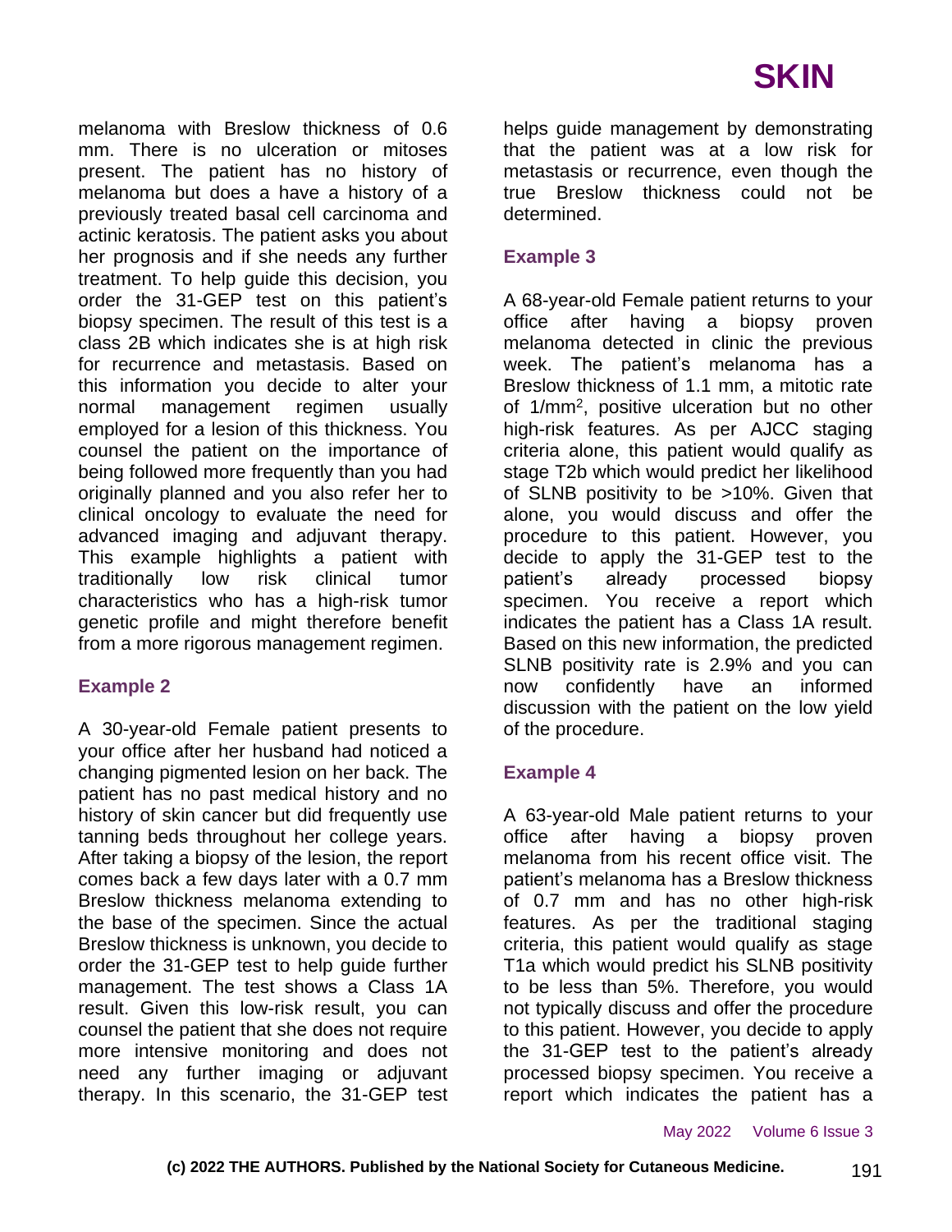melanoma with Breslow thickness of 0.6 mm. There is no ulceration or mitoses present. The patient has no history of melanoma but does a have a history of a previously treated basal cell carcinoma and actinic keratosis. The patient asks you about her prognosis and if she needs any further treatment. To help guide this decision, you order the 31-GEP test on this patient's biopsy specimen. The result of this test is a class 2B which indicates she is at high risk for recurrence and metastasis. Based on this information you decide to alter your normal management regimen usually employed for a lesion of this thickness. You counsel the patient on the importance of being followed more frequently than you had originally planned and you also refer her to clinical oncology to evaluate the need for advanced imaging and adjuvant therapy. This example highlights a patient with traditionally low risk clinical tumor characteristics who has a high-risk tumor genetic profile and might therefore benefit from a more rigorous management regimen.

### Example 2

A 30-year-old Female patient presents to your office after her husband had noticed a changing pigmented lesion on her back. The patient has no past medical history and no history of skin cancer but did frequently use tanning beds throughout her college years. After taking a biopsy of the lesion, the report comes back a few days later with a 0.7 mm Breslow thickness melanoma extending to the base of the specimen. Since the actual Breslow thickness is unknown, you decide to order the 31-GEP test to help guide further management. The test shows a Class 1A result. Given this low-risk result, you can counsel the patient that she does not require more intensive monitoring and does not need any further imaging or adjuvant therapy. In this scenario, the 31-GEP test helps guide management by demonstrating that the patient was at a low risk for metastasis or recurrence, even though the true Breslow thickness could not be determined.

### Example 3

A 68-year-old Female patient returns to your office after having a biopsy proven melanoma detected in clinic the previous week. The patient's melanoma has a Breslow thickness of 1.1 mm, a mitotic rate of 1/mm$^2$, positive ulceration but no other high-risk features. As per AJCC staging criteria alone, this patient would qualify as stage T2b which would predict her likelihood of SLNB positivity to be >10%. Given that alone, you would discuss and offer the procedure to this patient. However, you decide to apply the 31-GEP test to the patient's already processed biopsy specimen. You receive a report which indicates the patient has a Class 1A result. Based on this new information, the predicted SLNB positivity rate is 2.9% and you can now confidently have an informed discussion with the patient on the low yield of the procedure.

### Example 4

A 63-year-old Male patient returns to your office after having a biopsy proven melanoma from his recent office visit. The patient's melanoma has a Breslow thickness of 0.7 mm and has no other high-risk features. As per the traditional staging criteria, this patient would qualify as stage T1a which would predict his SLNB positivity to be less than 5%. Therefore, you would not typically discuss and offer the procedure to this patient. However, you decide to apply the 31-GEP test to the patient's already processed biopsy specimen. You receive a report which indicates the patient has a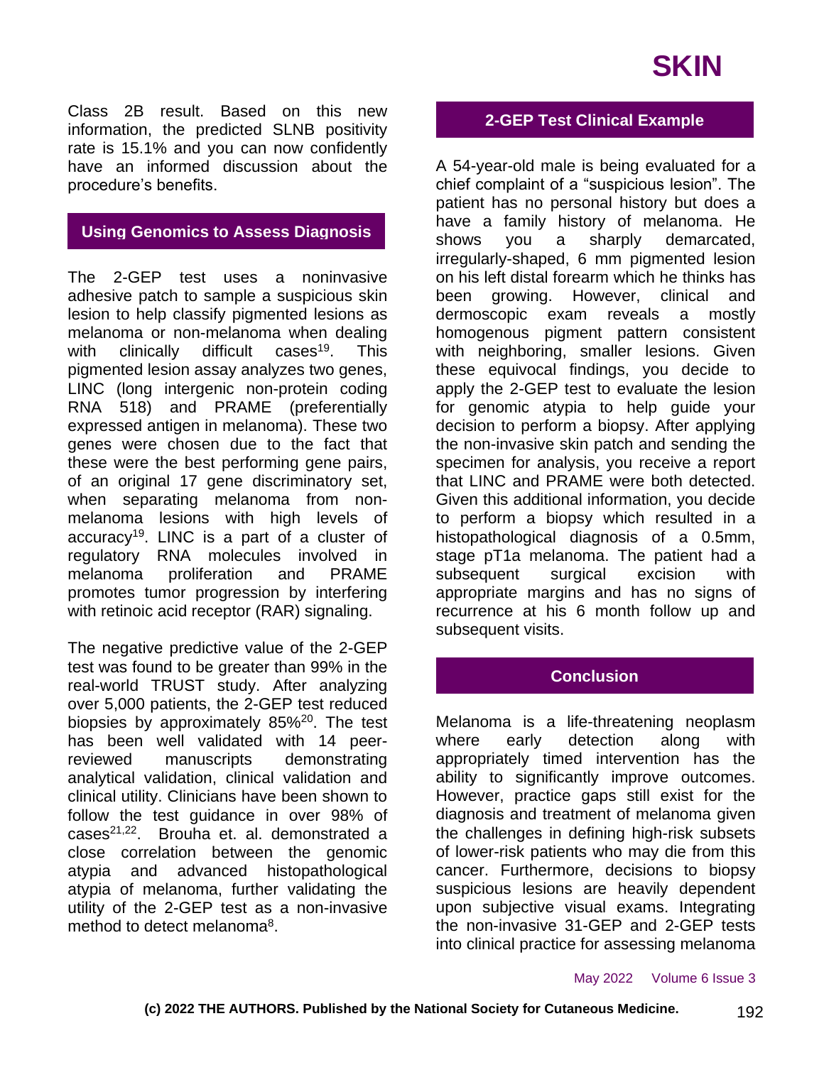Class 2B result. Based on this new information, the predicted SLNB positivity rate is 15.1% and you can now confidently have an informed discussion about the procedure's benefits.

## Using Genomics to Assess Diagnosis

The 2-GEP test uses a noninvasive adhesive patch to sample a suspicious skin lesion to help classify pigmented lesions as melanoma or non-melanoma when dealing with clinically difficult cases[19]. This pigmented lesion assay analyzes two genes, LINC (long intergenic non-protein coding RNA 518) and PRAME (preferentially expressed antigen in melanoma). These two genes were chosen due to the fact that these were the best performing gene pairs, of an original 17 gene discriminatory set, when separating melanoma from non-melanoma lesions with high levels of accuracy[19]. LINC is a part of a cluster of regulatory RNA molecules involved in melanoma proliferation and PRAME promotes tumor progression by interfering with retinoic acid receptor (RAR) signaling.

The negative predictive value of the 2-GEP test was found to be greater than 99% in the real-world TRUST study. After analyzing over 5,000 patients, the 2-GEP test reduced biopsies by approximately 85%[20]. The test has been well validated with 14 peer-reviewed manuscripts demonstrating analytical validation, clinical validation and clinical utility. Clinicians have been shown to follow the test guidance in over 98% of cases[21,22]. Brouha et. al. demonstrated a close correlation between the genomic atypia and advanced histopathological atypia of melanoma, further validating the utility of the 2-GEP test as a non-invasive method to detect melanoma[8].

## 2-GEP Test Clinical Example

A 54-year-old male is being evaluated for a chief complaint of a "suspicious lesion". The patient has no personal history but does a have a family history of melanoma. He shows you a sharply demarcated, irregularly-shaped, 6 mm pigmented lesion on his left distal forearm which he thinks has been growing. However, clinical and dermoscopic exam reveals a mostly homogenous pigment pattern consistent with neighboring, smaller lesions. Given these equivocal findings, you decide to apply the 2-GEP test to evaluate the lesion for genomic atypia to help guide your decision to perform a biopsy. After applying the non-invasive skin patch and sending the specimen for analysis, you receive a report that LINC and PRAME were both detected. Given this additional information, you decide to perform a biopsy which resulted in a histopathological diagnosis of a 0.5mm, stage pT1a melanoma. The patient had a subsequent surgical excision with appropriate margins and has no signs of recurrence at his 6 month follow up and subsequent visits.

## Conclusion

Melanoma is a life-threatening neoplasm where early detection along with appropriately timed intervention has the ability to significantly improve outcomes. However, practice gaps still exist for the diagnosis and treatment of melanoma given the challenges in defining high-risk subsets of lower-risk patients who may die from this cancer. Furthermore, decisions to biopsy suspicious lesions are heavily dependent upon subjective visual exams. Integrating the non-invasive 31-GEP and 2-GEP tests into clinical practice for assessing melanoma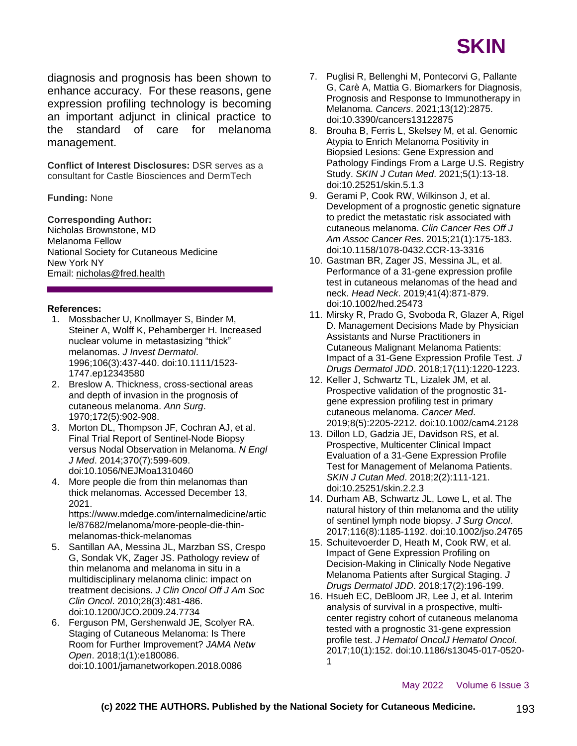diagnosis and prognosis has been shown to enhance accuracy. For these reasons, gene expression profiling technology is becoming an important adjunct in clinical practice to the standard of care for melanoma management.

**Conflict of Interest Disclosures:** DSR serves as a consultant for Castle Biosciences and DermTech

**Funding:** None

**Corresponding Author:**
Nicholas Brownstone, MD
Melanoma Fellow
National Society for Cutaneous Medicine
New York NY
Email: nicholas@fred.health

**References:**

1. Mossbacher U, Knollmayer S, Binder M, Steiner A, Wolff K, Pehamberger H. Increased nuclear volume in metastasizing "thick" melanomas. *J Invest Dermatol*. 1996;106(3):437-440. doi:10.1111/1523-1747.ep12343580
2. Breslow A. Thickness, cross-sectional areas and depth of invasion in the prognosis of cutaneous melanoma. *Ann Surg*. 1970;172(5):902-908.
3. Morton DL, Thompson JF, Cochran AJ, et al. Final Trial Report of Sentinel-Node Biopsy versus Nodal Observation in Melanoma. *N Engl J Med*. 2014;370(7):599-609. doi:10.1056/NEJMoa1310460
4. More people die from thin melanomas than thick melanomas. Accessed December 13, 2021. https://www.mdedge.com/internalmedicine/article/87682/melanoma/more-people-die-thin-melanomas-thick-melanomas
5. Santillan AA, Messina JL, Marzban SS, Crespo G, Sondak VK, Zager JS. Pathology review of thin melanoma and melanoma in situ in a multidisciplinary melanoma clinic: impact on treatment decisions. *J Clin Oncol Off J Am Soc Clin Oncol*. 2010;28(3):481-486. doi:10.1200/JCO.2009.24.7734
6. Ferguson PM, Gershenwald JE, Scolyer RA. Staging of Cutaneous Melanoma: Is There Room for Further Improvement? *JAMA Netw Open*. 2018;1(1):e180086. doi:10.1001/jamanetworkopen.2018.0086
7. Puglisi R, Bellenghi M, Pontecorvi G, Pallante G, Carè A, Mattia G. Biomarkers for Diagnosis, Prognosis and Response to Immunotherapy in Melanoma. *Cancers*. 2021;13(12):2875. doi:10.3390/cancers13122875
8. Brouha B, Ferris L, Skelsey M, et al. Genomic Atypia to Enrich Melanoma Positivity in Biopsied Lesions: Gene Expression and Pathology Findings From a Large U.S. Registry Study. *SKIN J Cutan Med*. 2021;5(1):13-18. doi:10.25251/skin.5.1.3
9. Gerami P, Cook RW, Wilkinson J, et al. Development of a prognostic genetic signature to predict the metastatic risk associated with cutaneous melanoma. *Clin Cancer Res Off J Am Assoc Cancer Res*. 2015;21(1):175-183. doi:10.1158/1078-0432.CCR-13-3316
10. Gastman BR, Zager JS, Messina JL, et al. Performance of a 31-gene expression profile test in cutaneous melanomas of the head and neck. *Head Neck*. 2019;41(4):871-879. doi:10.1002/hed.25473
11. Mirsky R, Prado G, Svoboda R, Glazer A, Rigel D. Management Decisions Made by Physician Assistants and Nurse Practitioners in Cutaneous Malignant Melanoma Patients: Impact of a 31-Gene Expression Profile Test. *J Drugs Dermatol JDD*. 2018;17(11):1220-1223.
12. Keller J, Schwartz TL, Lizalek JM, et al. Prospective validation of the prognostic 31-gene expression profiling test in primary cutaneous melanoma. *Cancer Med*. 2019;8(5):2205-2212. doi:10.1002/cam4.2128
13. Dillon LD, Gadzia JE, Davidson RS, et al. Prospective, Multicenter Clinical Impact Evaluation of a 31-Gene Expression Profile Test for Management of Melanoma Patients. *SKIN J Cutan Med*. 2018;2(2):111-121. doi:10.25251/skin.2.2.3
14. Durham AB, Schwartz JL, Lowe L, et al. The natural history of thin melanoma and the utility of sentinel lymph node biopsy. *J Surg Oncol*. 2017;116(8):1185-1192. doi:10.1002/jso.24765
15. Schuitevoerder D, Heath M, Cook RW, et al. Impact of Gene Expression Profiling on Decision-Making in Clinically Node Negative Melanoma Patients after Surgical Staging. *J Drugs Dermatol JDD*. 2018;17(2):196-199.
16. Hsueh EC, DeBloom JR, Lee J, et al. Interim analysis of survival in a prospective, multi-center registry cohort of cutaneous melanoma tested with a prognostic 31-gene expression profile test. *J Hematol OncolJ Hematol Oncol*. 2017;10(1):152. doi:10.1186/s13045-017-0520-1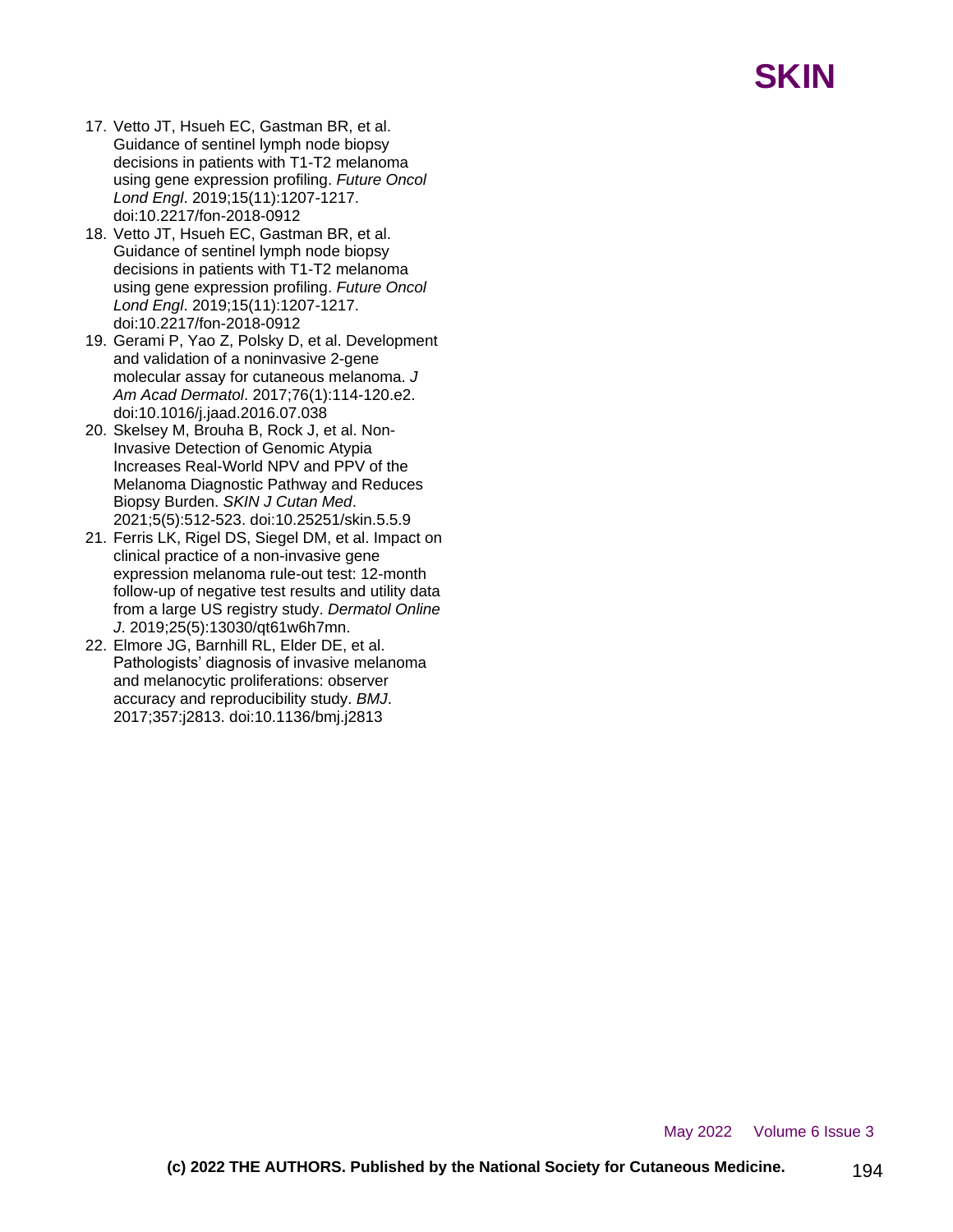17. Vetto JT, Hsueh EC, Gastman BR, et al. Guidance of sentinel lymph node biopsy decisions in patients with T1-T2 melanoma using gene expression profiling. *Future Oncol Lond Engl*. 2019;15(11):1207-1217. doi:10.2217/fon-2018-0912
18. Vetto JT, Hsueh EC, Gastman BR, et al. Guidance of sentinel lymph node biopsy decisions in patients with T1-T2 melanoma using gene expression profiling. *Future Oncol Lond Engl*. 2019;15(11):1207-1217. doi:10.2217/fon-2018-0912
19. Gerami P, Yao Z, Polsky D, et al. Development and validation of a noninvasive 2-gene molecular assay for cutaneous melanoma. *J Am Acad Dermatol*. 2017;76(1):114-120.e2. doi:10.1016/j.jaad.2016.07.038
20. Skelsey M, Brouha B, Rock J, et al. Non-Invasive Detection of Genomic Atypia Increases Real-World NPV and PPV of the Melanoma Diagnostic Pathway and Reduces Biopsy Burden. *SKIN J Cutan Med*. 2021;5(5):512-523. doi:10.25251/skin.5.5.9
21. Ferris LK, Rigel DS, Siegel DM, et al. Impact on clinical practice of a non-invasive gene expression melanoma rule-out test: 12-month follow-up of negative test results and utility data from a large US registry study. *Dermatol Online J*. 2019;25(5):13030/qt61w6h7mn.
22. Elmore JG, Barnhill RL, Elder DE, et al. Pathologists' diagnosis of invasive melanoma and melanocytic proliferations: observer accuracy and reproducibility study. *BMJ*. 2017;357:j2813. doi:10.1136/bmj.j2813